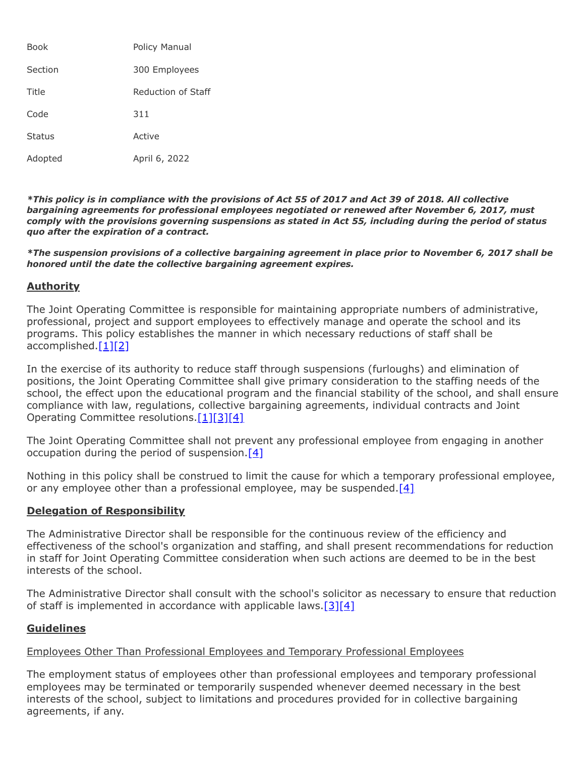| | |
|---|---|
| Book | Policy Manual |
| Section | 300 Employees |
| Title | Reduction of Staff |
| Code | 311 |
| Status | Active |
| Adopted | April 6, 2022 |

***This policy is in compliance with the provisions of Act 55 of 2017 and Act 39 of 2018. All collective bargaining agreements for professional employees negotiated or renewed after November 6, 2017, must comply with the provisions governing suspensions as stated in Act 55, including during the period of status quo after the expiration of a contract.***

***The suspension provisions of a collective bargaining agreement in place prior to November 6, 2017 shall be honored until the date the collective bargaining agreement expires.***

## Authority

The Joint Operating Committee is responsible for maintaining appropriate numbers of administrative, professional, project and support employees to effectively manage and operate the school and its programs. This policy establishes the manner in which necessary reductions of staff shall be accomplished.[1][2]

In the exercise of its authority to reduce staff through suspensions (furloughs) and elimination of positions, the Joint Operating Committee shall give primary consideration to the staffing needs of the school, the effect upon the educational program and the financial stability of the school, and shall ensure compliance with law, regulations, collective bargaining agreements, individual contracts and Joint Operating Committee resolutions.[1][3][4]

The Joint Operating Committee shall not prevent any professional employee from engaging in another occupation during the period of suspension.[4]

Nothing in this policy shall be construed to limit the cause for which a temporary professional employee, or any employee other than a professional employee, may be suspended.[4]

## Delegation of Responsibility

The Administrative Director shall be responsible for the continuous review of the efficiency and effectiveness of the school's organization and staffing, and shall present recommendations for reduction in staff for Joint Operating Committee consideration when such actions are deemed to be in the best interests of the school.

The Administrative Director shall consult with the school's solicitor as necessary to ensure that reduction of staff is implemented in accordance with applicable laws.[3][4]

## Guidelines

### Employees Other Than Professional Employees and Temporary Professional Employees

The employment status of employees other than professional employees and temporary professional employees may be terminated or temporarily suspended whenever deemed necessary in the best interests of the school, subject to limitations and procedures provided for in collective bargaining agreements, if any.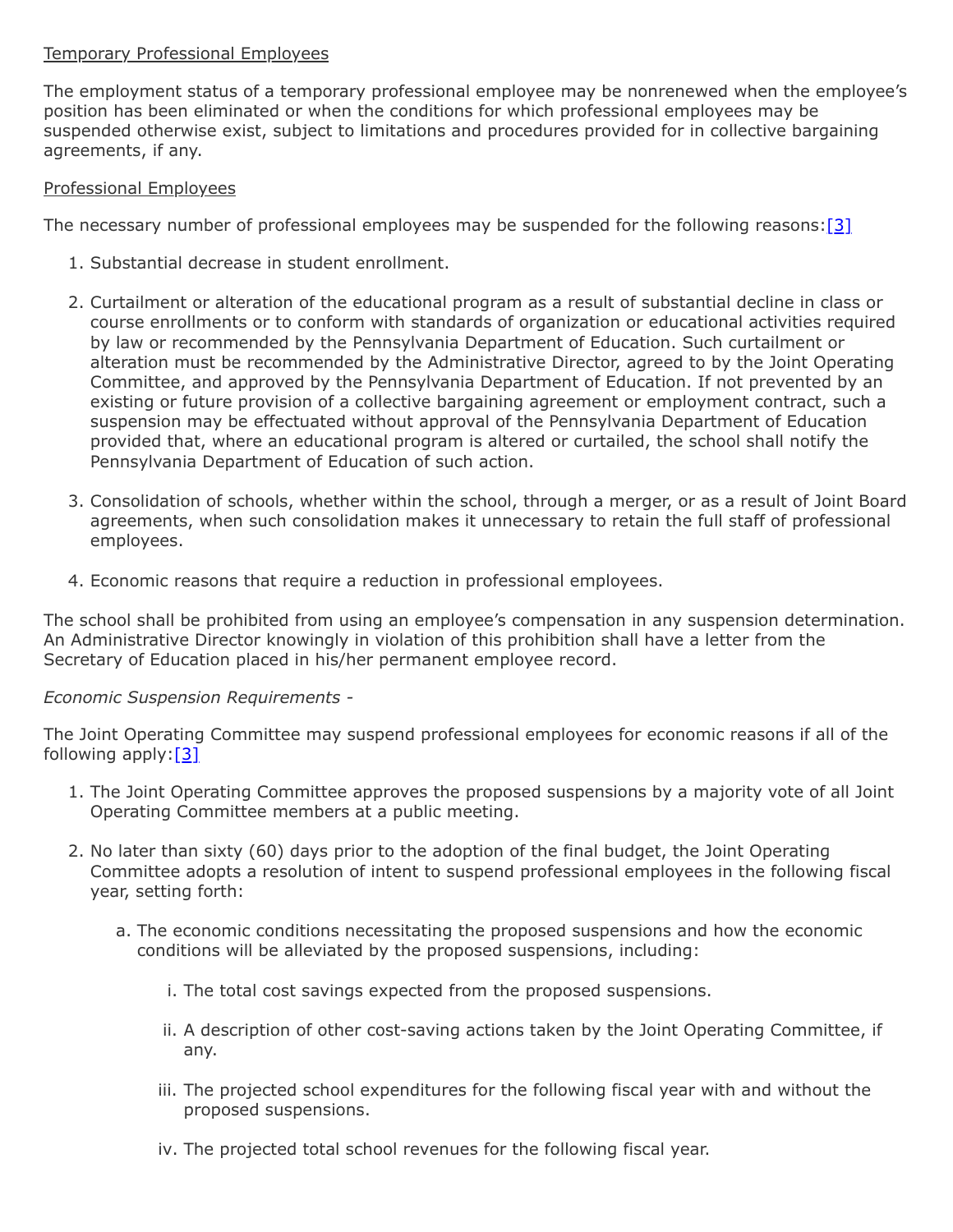Temporary Professional Employees

The employment status of a temporary professional employee may be nonrenewed when the employee's position has been eliminated or when the conditions for which professional employees may be suspended otherwise exist, subject to limitations and procedures provided for in collective bargaining agreements, if any.

Professional Employees

The necessary number of professional employees may be suspended for the following reasons:[3]

1. Substantial decrease in student enrollment.

2. Curtailment or alteration of the educational program as a result of substantial decline in class or course enrollments or to conform with standards of organization or educational activities required by law or recommended by the Pennsylvania Department of Education. Such curtailment or alteration must be recommended by the Administrative Director, agreed to by the Joint Operating Committee, and approved by the Pennsylvania Department of Education. If not prevented by an existing or future provision of a collective bargaining agreement or employment contract, such a suspension may be effectuated without approval of the Pennsylvania Department of Education provided that, where an educational program is altered or curtailed, the school shall notify the Pennsylvania Department of Education of such action.

3. Consolidation of schools, whether within the school, through a merger, or as a result of Joint Board agreements, when such consolidation makes it unnecessary to retain the full staff of professional employees.

4. Economic reasons that require a reduction in professional employees.

The school shall be prohibited from using an employee's compensation in any suspension determination. An Administrative Director knowingly in violation of this prohibition shall have a letter from the Secretary of Education placed in his/her permanent employee record.

*Economic Suspension Requirements -*

The Joint Operating Committee may suspend professional employees for economic reasons if all of the following apply:[3]

1. The Joint Operating Committee approves the proposed suspensions by a majority vote of all Joint Operating Committee members at a public meeting.

2. No later than sixty (60) days prior to the adoption of the final budget, the Joint Operating Committee adopts a resolution of intent to suspend professional employees in the following fiscal year, setting forth:

    a. The economic conditions necessitating the proposed suspensions and how the economic conditions will be alleviated by the proposed suspensions, including:

        i. The total cost savings expected from the proposed suspensions.

        ii. A description of other cost-saving actions taken by the Joint Operating Committee, if any.

        iii. The projected school expenditures for the following fiscal year with and without the proposed suspensions.

        iv. The projected total school revenues for the following fiscal year.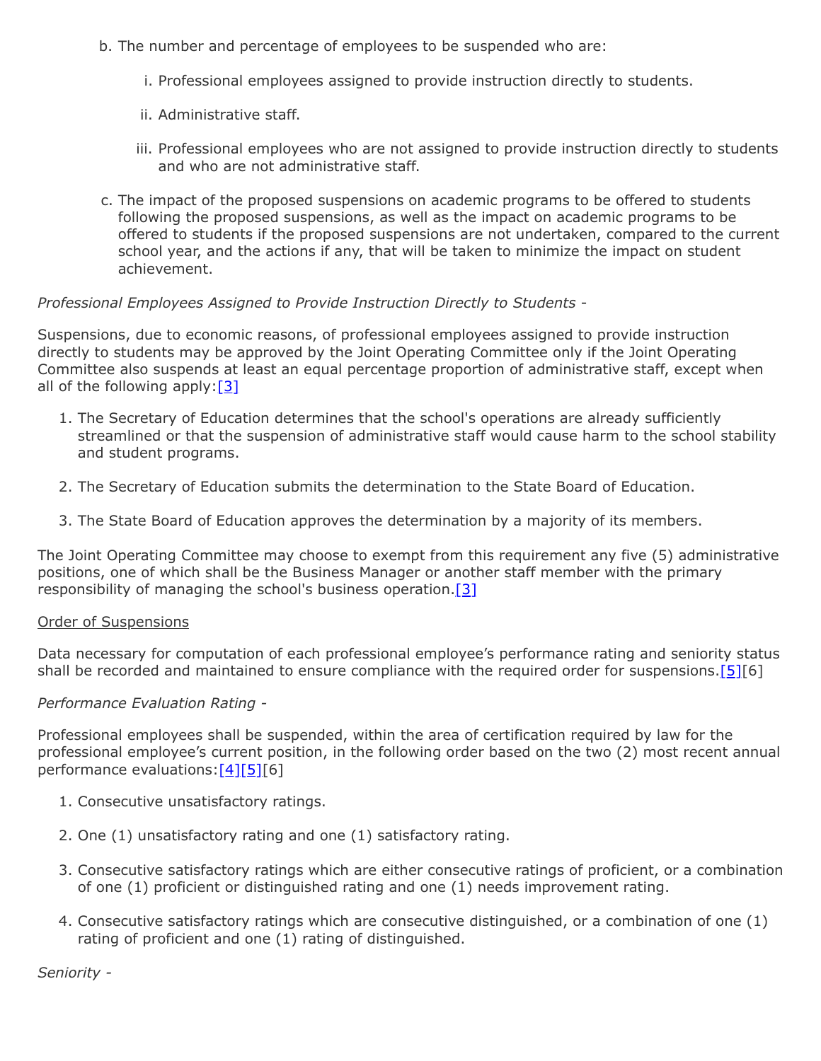b. The number and percentage of employees to be suspended who are:

   i. Professional employees assigned to provide instruction directly to students.

   ii. Administrative staff.

   iii. Professional employees who are not assigned to provide instruction directly to students and who are not administrative staff.

c. The impact of the proposed suspensions on academic programs to be offered to students following the proposed suspensions, as well as the impact on academic programs to be offered to students if the proposed suspensions are not undertaken, compared to the current school year, and the actions if any, that will be taken to minimize the impact on student achievement.

*Professional Employees Assigned to Provide Instruction Directly to Students -*

Suspensions, due to economic reasons, of professional employees assigned to provide instruction directly to students may be approved by the Joint Operating Committee only if the Joint Operating Committee also suspends at least an equal percentage proportion of administrative staff, except when all of the following apply:[3]

1. The Secretary of Education determines that the school's operations are already sufficiently streamlined or that the suspension of administrative staff would cause harm to the school stability and student programs.
2. The Secretary of Education submits the determination to the State Board of Education.
3. The State Board of Education approves the determination by a majority of its members.

The Joint Operating Committee may choose to exempt from this requirement any five (5) administrative positions, one of which shall be the Business Manager or another staff member with the primary responsibility of managing the school's business operation.[3]

<u>Order of Suspensions</u>

Data necessary for computation of each professional employee's performance rating and seniority status shall be recorded and maintained to ensure compliance with the required order for suspensions.[5][6]

*Performance Evaluation Rating -*

Professional employees shall be suspended, within the area of certification required by law for the professional employee's current position, in the following order based on the two (2) most recent annual performance evaluations:[4][5][6]

1. Consecutive unsatisfactory ratings.
2. One (1) unsatisfactory rating and one (1) satisfactory rating.
3. Consecutive satisfactory ratings which are either consecutive ratings of proficient, or a combination of one (1) proficient or distinguished rating and one (1) needs improvement rating.
4. Consecutive satisfactory ratings which are consecutive distinguished, or a combination of one (1) rating of proficient and one (1) rating of distinguished.

*Seniority -*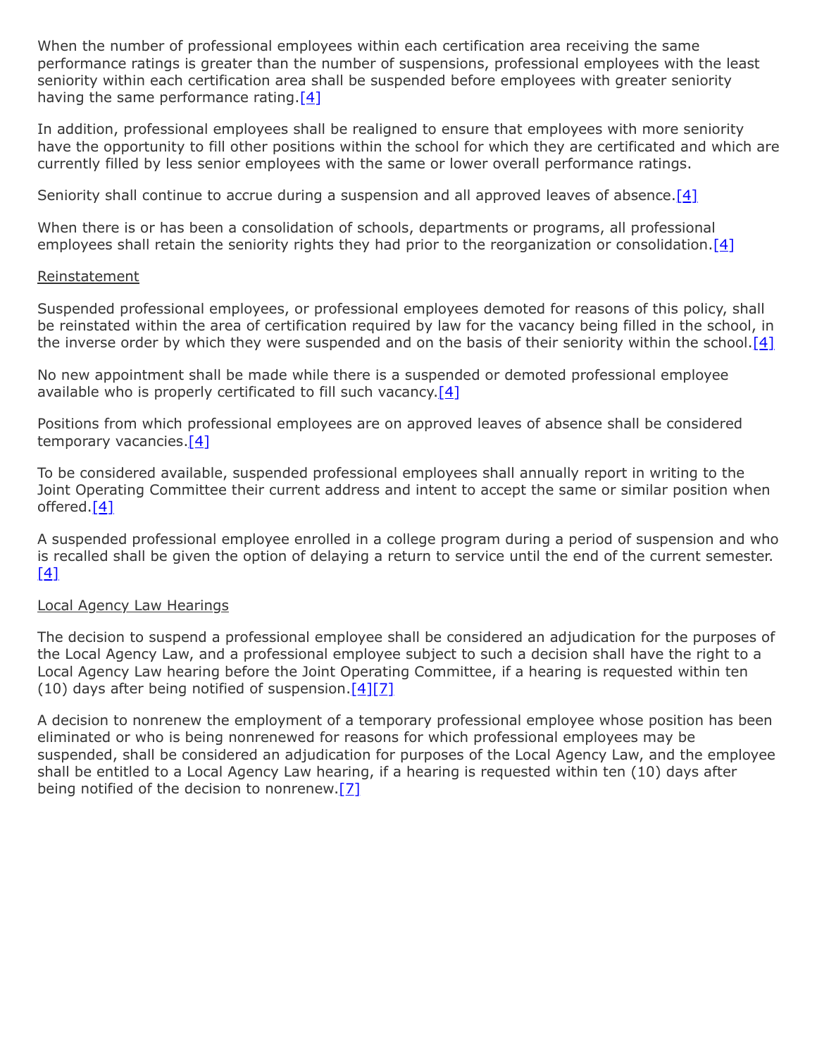When the number of professional employees within each certification area receiving the same performance ratings is greater than the number of suspensions, professional employees with the least seniority within each certification area shall be suspended before employees with greater seniority having the same performance rating.[4]

In addition, professional employees shall be realigned to ensure that employees with more seniority have the opportunity to fill other positions within the school for which they are certificated and which are currently filled by less senior employees with the same or lower overall performance ratings.

Seniority shall continue to accrue during a suspension and all approved leaves of absence.[4]

When there is or has been a consolidation of schools, departments or programs, all professional employees shall retain the seniority rights they had prior to the reorganization or consolidation.[4]

Reinstatement

Suspended professional employees, or professional employees demoted for reasons of this policy, shall be reinstated within the area of certification required by law for the vacancy being filled in the school, in the inverse order by which they were suspended and on the basis of their seniority within the school.[4]

No new appointment shall be made while there is a suspended or demoted professional employee available who is properly certificated to fill such vacancy.[4]

Positions from which professional employees are on approved leaves of absence shall be considered temporary vacancies.[4]

To be considered available, suspended professional employees shall annually report in writing to the Joint Operating Committee their current address and intent to accept the same or similar position when offered.[4]

A suspended professional employee enrolled in a college program during a period of suspension and who is recalled shall be given the option of delaying a return to service until the end of the current semester.[4]

Local Agency Law Hearings

The decision to suspend a professional employee shall be considered an adjudication for the purposes of the Local Agency Law, and a professional employee subject to such a decision shall have the right to a Local Agency Law hearing before the Joint Operating Committee, if a hearing is requested within ten (10) days after being notified of suspension.[4][7]

A decision to nonrenew the employment of a temporary professional employee whose position has been eliminated or who is being nonrenewed for reasons for which professional employees may be suspended, shall be considered an adjudication for purposes of the Local Agency Law, and the employee shall be entitled to a Local Agency Law hearing, if a hearing is requested within ten (10) days after being notified of the decision to nonrenew.[7]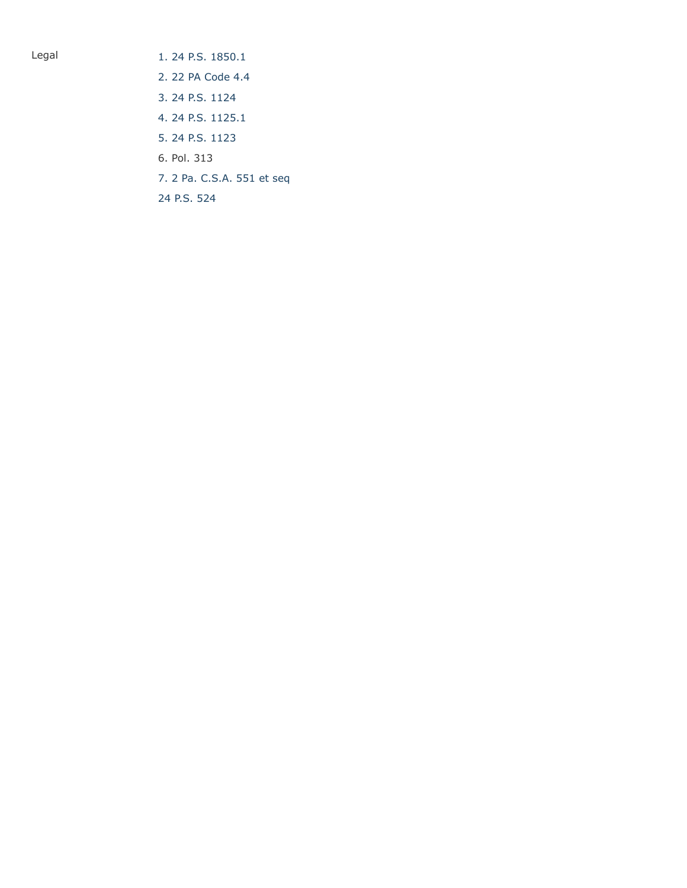Legal

1. 24 P.S. 1850.1
2. 22 PA Code 4.4
3. 24 P.S. 1124
4. 24 P.S. 1125.1
5. 24 P.S. 1123
6. Pol. 313
7. 2 Pa. C.S.A. 551 et seq

24 P.S. 524